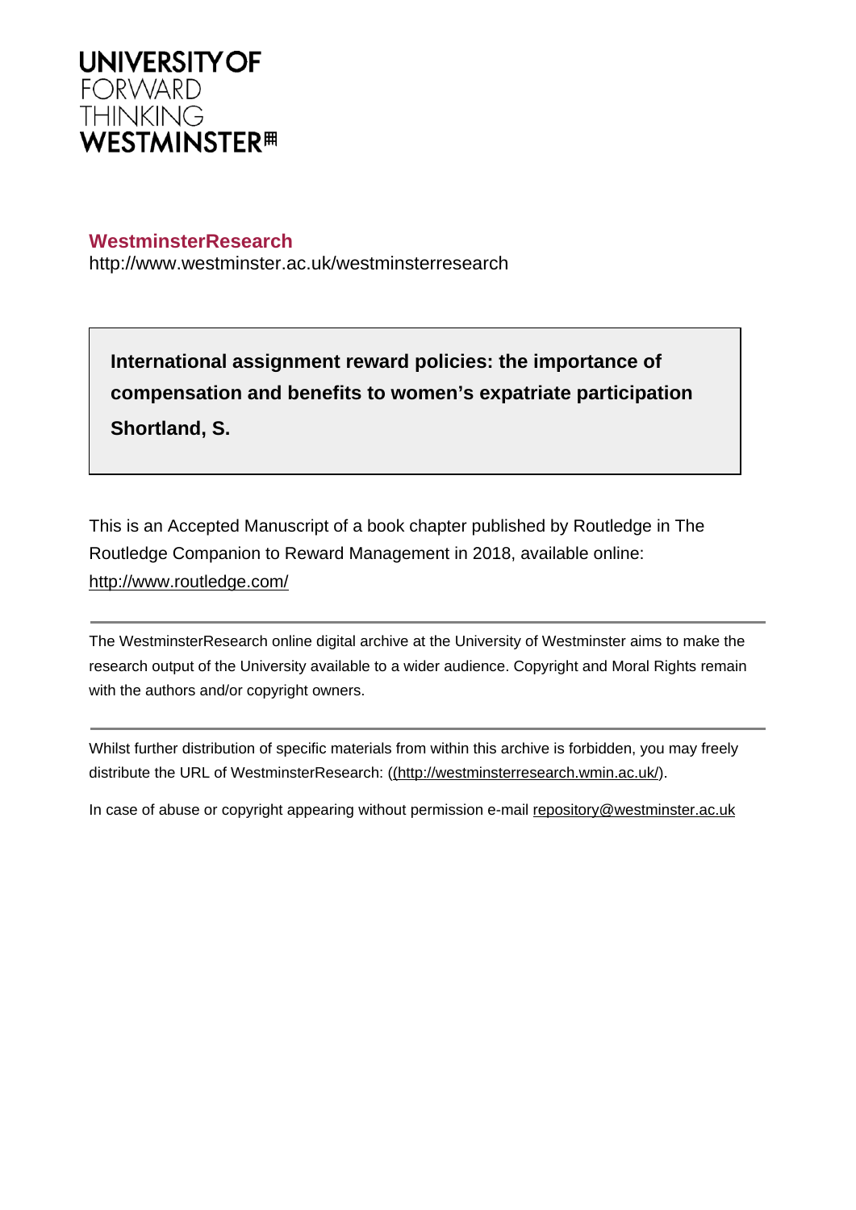UNIVERSITY OF
FORWARD
THINKING
WESTMINSTER

**WestminsterResearch**
http://www.westminster.ac.uk/westminsterresearch

**International assignment reward policies: the importance of compensation and benefits to women's expatriate participation**
**Shortland, S.**

This is an Accepted Manuscript of a book chapter published by Routledge in The Routledge Companion to Reward Management in 2018, available online: http://www.routledge.com/

The WestminsterResearch online digital archive at the University of Westminster aims to make the research output of the University available to a wider audience. Copyright and Moral Rights remain with the authors and/or copyright owners.

Whilst further distribution of specific materials from within this archive is forbidden, you may freely distribute the URL of WestminsterResearch: ((http://westminsterresearch.wmin.ac.uk/).

In case of abuse or copyright appearing without permission e-mail repository@westminster.ac.uk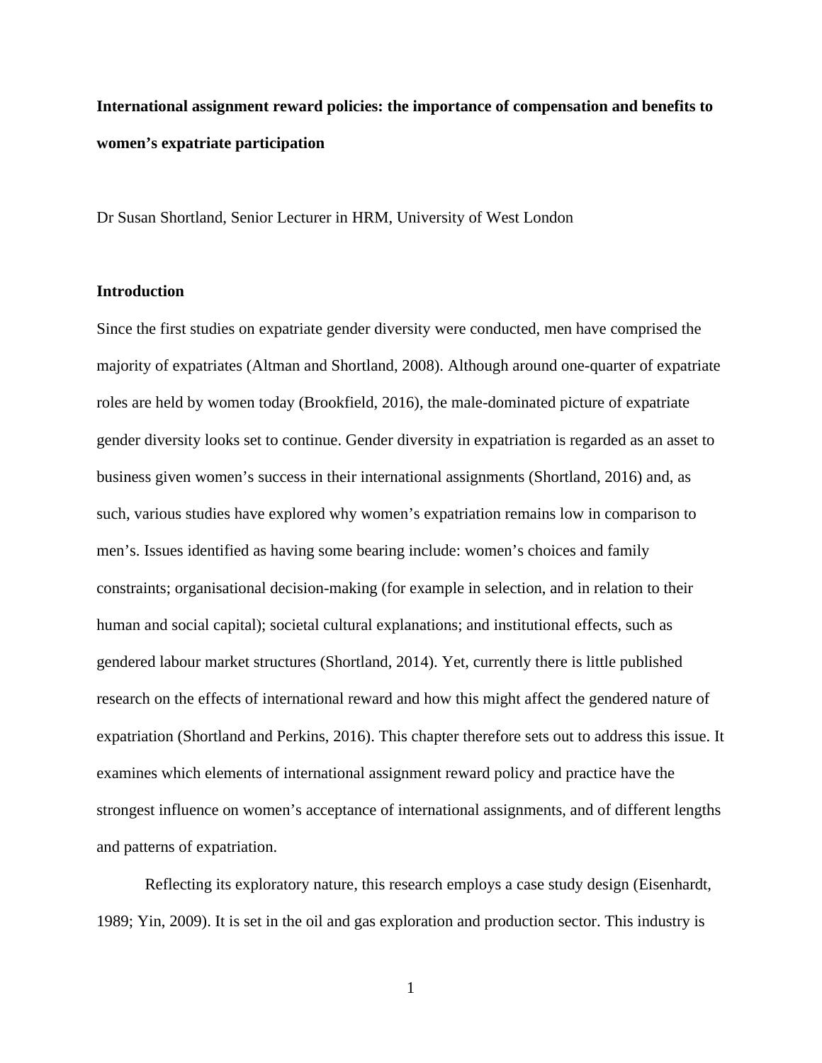**International assignment reward policies: the importance of compensation and benefits to women's expatriate participation**

Dr Susan Shortland, Senior Lecturer in HRM, University of West London

## Introduction

Since the first studies on expatriate gender diversity were conducted, men have comprised the majority of expatriates (Altman and Shortland, 2008). Although around one-quarter of expatriate roles are held by women today (Brookfield, 2016), the male-dominated picture of expatriate gender diversity looks set to continue. Gender diversity in expatriation is regarded as an asset to business given women's success in their international assignments (Shortland, 2016) and, as such, various studies have explored why women's expatriation remains low in comparison to men's. Issues identified as having some bearing include: women's choices and family constraints; organisational decision-making (for example in selection, and in relation to their human and social capital); societal cultural explanations; and institutional effects, such as gendered labour market structures (Shortland, 2014). Yet, currently there is little published research on the effects of international reward and how this might affect the gendered nature of expatriation (Shortland and Perkins, 2016). This chapter therefore sets out to address this issue. It examines which elements of international assignment reward policy and practice have the strongest influence on women's acceptance of international assignments, and of different lengths and patterns of expatriation.

Reflecting its exploratory nature, this research employs a case study design (Eisenhardt, 1989; Yin, 2009). It is set in the oil and gas exploration and production sector. This industry is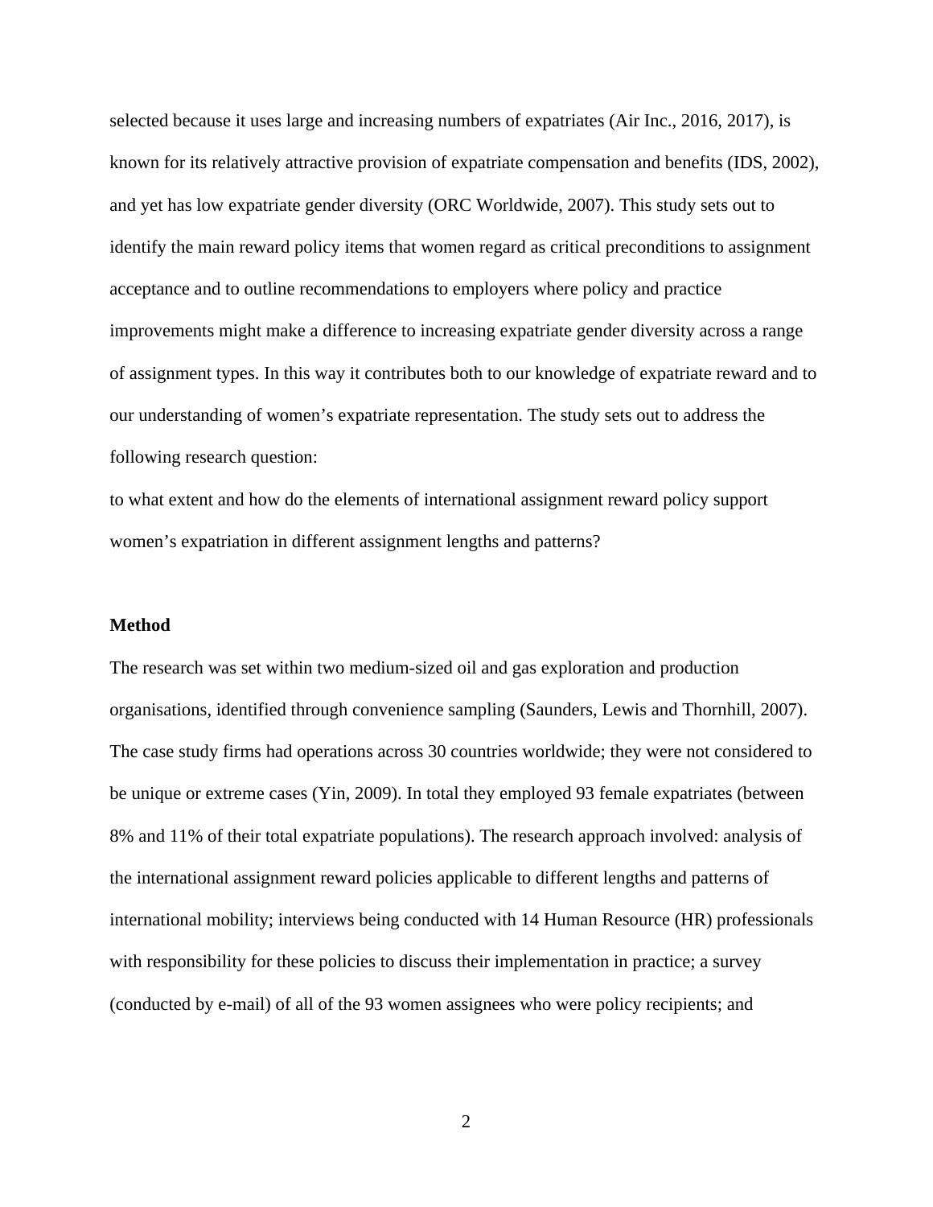selected because it uses large and increasing numbers of expatriates (Air Inc., 2016, 2017), is known for its relatively attractive provision of expatriate compensation and benefits (IDS, 2002), and yet has low expatriate gender diversity (ORC Worldwide, 2007). This study sets out to identify the main reward policy items that women regard as critical preconditions to assignment acceptance and to outline recommendations to employers where policy and practice improvements might make a difference to increasing expatriate gender diversity across a range of assignment types. In this way it contributes both to our knowledge of expatriate reward and to our understanding of women's expatriate representation. The study sets out to address the following research question:

to what extent and how do the elements of international assignment reward policy support women's expatriation in different assignment lengths and patterns?

**Method**

The research was set within two medium-sized oil and gas exploration and production organisations, identified through convenience sampling (Saunders, Lewis and Thornhill, 2007). The case study firms had operations across 30 countries worldwide; they were not considered to be unique or extreme cases (Yin, 2009). In total they employed 93 female expatriates (between 8% and 11% of their total expatriate populations). The research approach involved: analysis of the international assignment reward policies applicable to different lengths and patterns of international mobility; interviews being conducted with 14 Human Resource (HR) professionals with responsibility for these policies to discuss their implementation in practice; a survey (conducted by e-mail) of all of the 93 women assignees who were policy recipients; and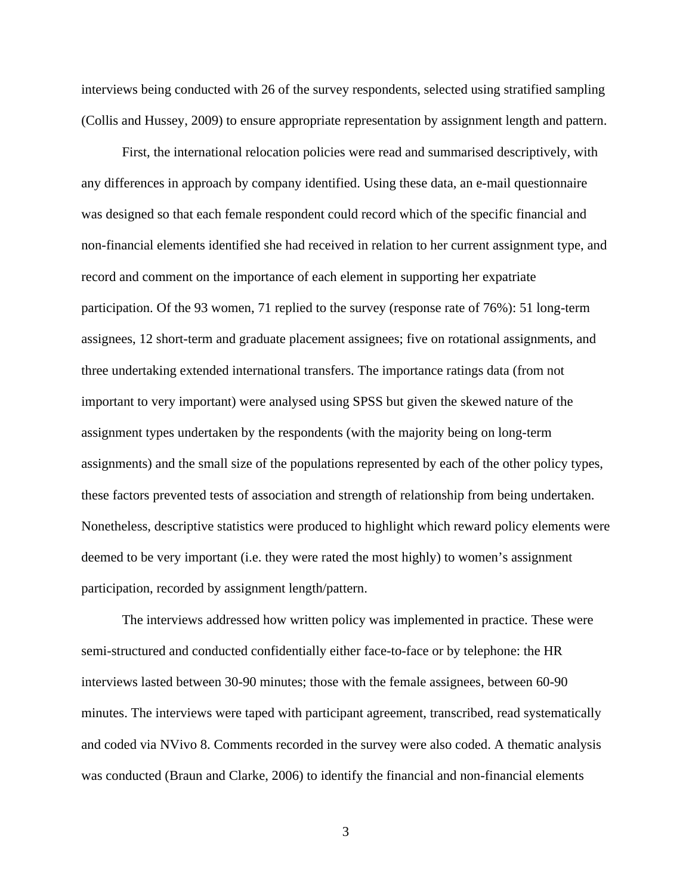interviews being conducted with 26 of the survey respondents, selected using stratified sampling (Collis and Hussey, 2009) to ensure appropriate representation by assignment length and pattern.

First, the international relocation policies were read and summarised descriptively, with any differences in approach by company identified. Using these data, an e-mail questionnaire was designed so that each female respondent could record which of the specific financial and non-financial elements identified she had received in relation to her current assignment type, and record and comment on the importance of each element in supporting her expatriate participation. Of the 93 women, 71 replied to the survey (response rate of 76%): 51 long-term assignees, 12 short-term and graduate placement assignees; five on rotational assignments, and three undertaking extended international transfers. The importance ratings data (from not important to very important) were analysed using SPSS but given the skewed nature of the assignment types undertaken by the respondents (with the majority being on long-term assignments) and the small size of the populations represented by each of the other policy types, these factors prevented tests of association and strength of relationship from being undertaken. Nonetheless, descriptive statistics were produced to highlight which reward policy elements were deemed to be very important (i.e. they were rated the most highly) to women's assignment participation, recorded by assignment length/pattern.

The interviews addressed how written policy was implemented in practice. These were semi-structured and conducted confidentially either face-to-face or by telephone: the HR interviews lasted between 30-90 minutes; those with the female assignees, between 60-90 minutes. The interviews were taped with participant agreement, transcribed, read systematically and coded via NVivo 8. Comments recorded in the survey were also coded. A thematic analysis was conducted (Braun and Clarke, 2006) to identify the financial and non-financial elements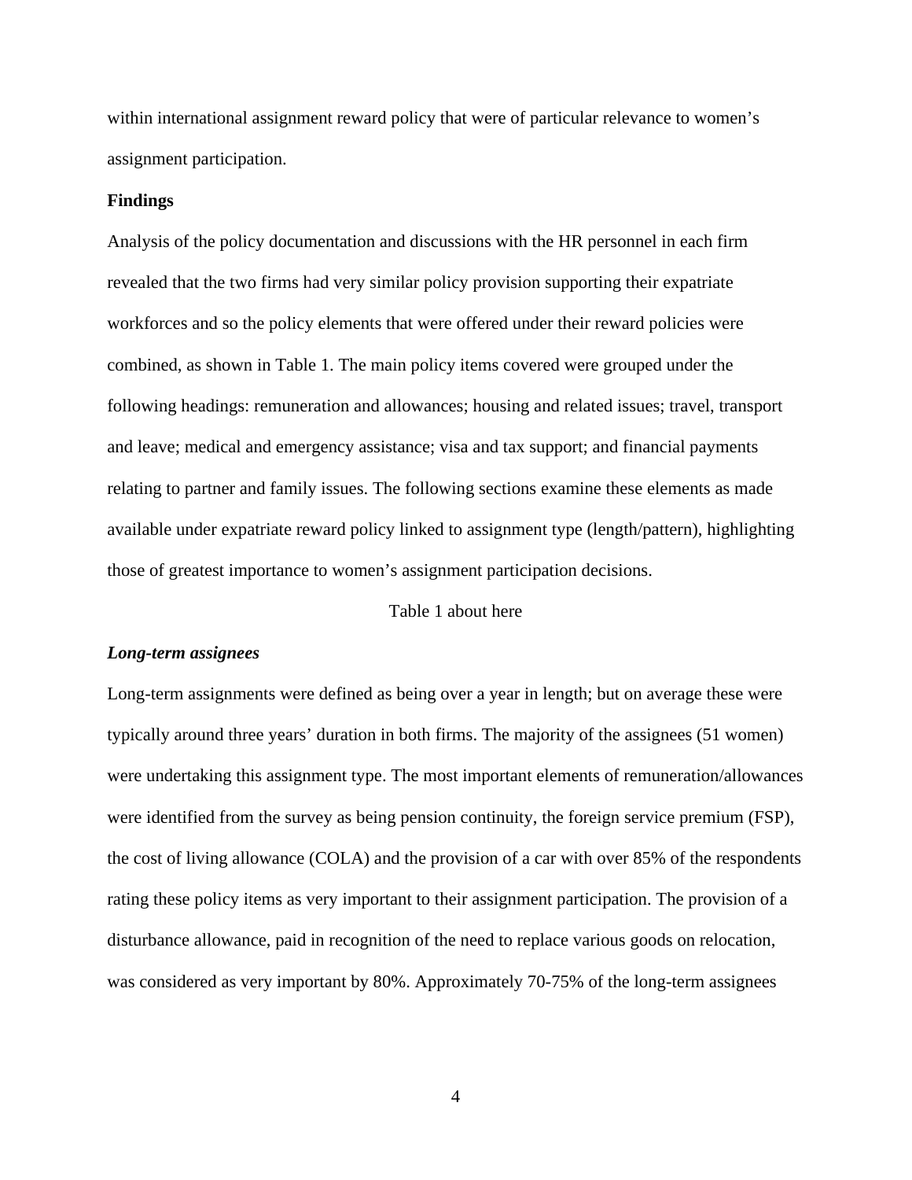within international assignment reward policy that were of particular relevance to women's assignment participation.

**Findings**

Analysis of the policy documentation and discussions with the HR personnel in each firm revealed that the two firms had very similar policy provision supporting their expatriate workforces and so the policy elements that were offered under their reward policies were combined, as shown in Table 1. The main policy items covered were grouped under the following headings: remuneration and allowances; housing and related issues; travel, transport and leave; medical and emergency assistance; visa and tax support; and financial payments relating to partner and family issues. The following sections examine these elements as made available under expatriate reward policy linked to assignment type (length/pattern), highlighting those of greatest importance to women's assignment participation decisions.

Table 1 about here

***Long-term assignees***

Long-term assignments were defined as being over a year in length; but on average these were typically around three years' duration in both firms. The majority of the assignees (51 women) were undertaking this assignment type. The most important elements of remuneration/allowances were identified from the survey as being pension continuity, the foreign service premium (FSP), the cost of living allowance (COLA) and the provision of a car with over 85% of the respondents rating these policy items as very important to their assignment participation. The provision of a disturbance allowance, paid in recognition of the need to replace various goods on relocation, was considered as very important by 80%. Approximately 70-75% of the long-term assignees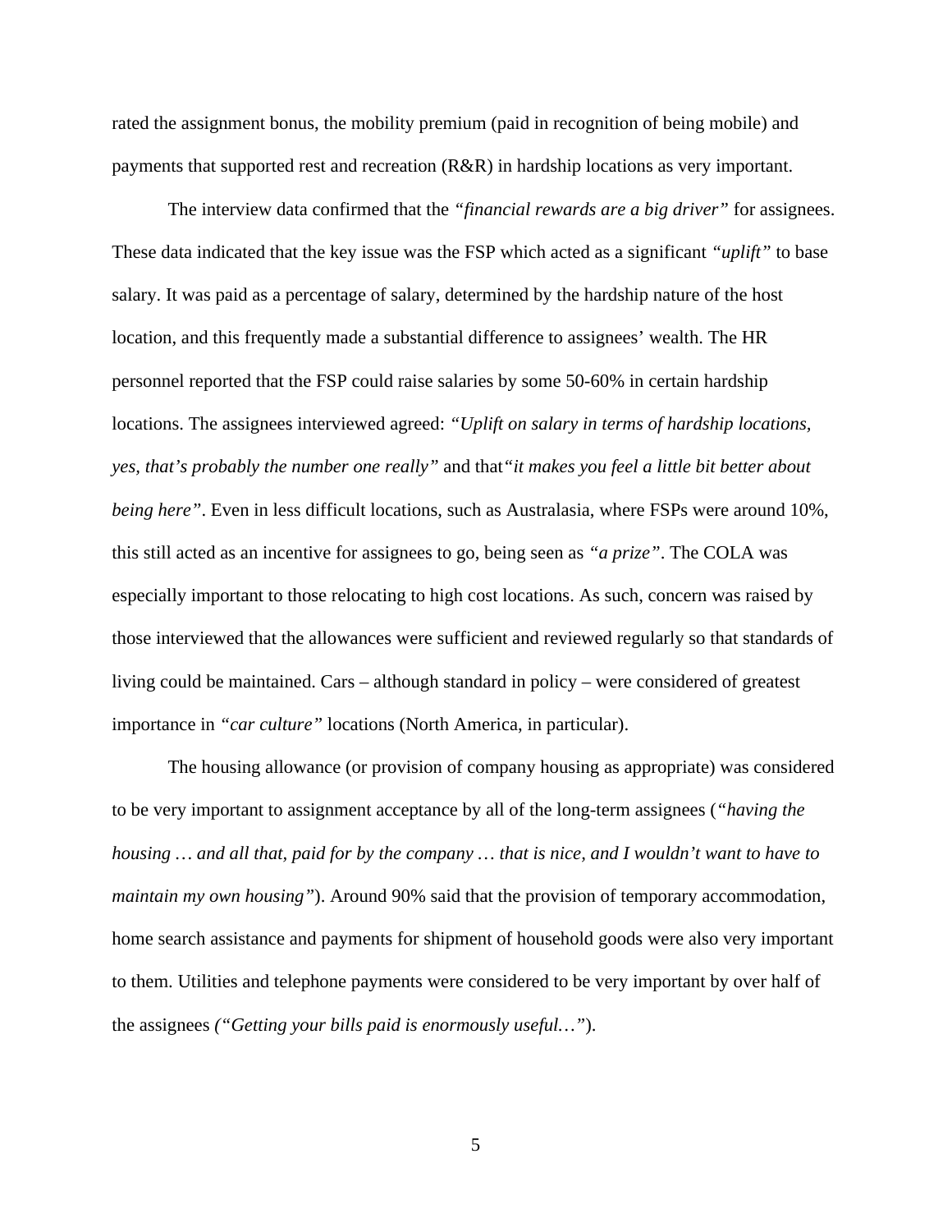rated the assignment bonus, the mobility premium (paid in recognition of being mobile) and payments that supported rest and recreation (R&R) in hardship locations as very important.

The interview data confirmed that the *"financial rewards are a big driver"* for assignees. These data indicated that the key issue was the FSP which acted as a significant *"uplift"* to base salary. It was paid as a percentage of salary, determined by the hardship nature of the host location, and this frequently made a substantial difference to assignees' wealth. The HR personnel reported that the FSP could raise salaries by some 50-60% in certain hardship locations. The assignees interviewed agreed: *"Uplift on salary in terms of hardship locations, yes, that's probably the number one really"* and that*"it makes you feel a little bit better about being here"*. Even in less difficult locations, such as Australasia, where FSPs were around 10%, this still acted as an incentive for assignees to go, being seen as *"a prize"*. The COLA was especially important to those relocating to high cost locations. As such, concern was raised by those interviewed that the allowances were sufficient and reviewed regularly so that standards of living could be maintained. Cars – although standard in policy – were considered of greatest importance in *"car culture"* locations (North America, in particular).

The housing allowance (or provision of company housing as appropriate) was considered to be very important to assignment acceptance by all of the long-term assignees (*"having the housing … and all that, paid for by the company … that is nice, and I wouldn't want to have to maintain my own housing"*). Around 90% said that the provision of temporary accommodation, home search assistance and payments for shipment of household goods were also very important to them. Utilities and telephone payments were considered to be very important by over half of the assignees *("Getting your bills paid is enormously useful…"*).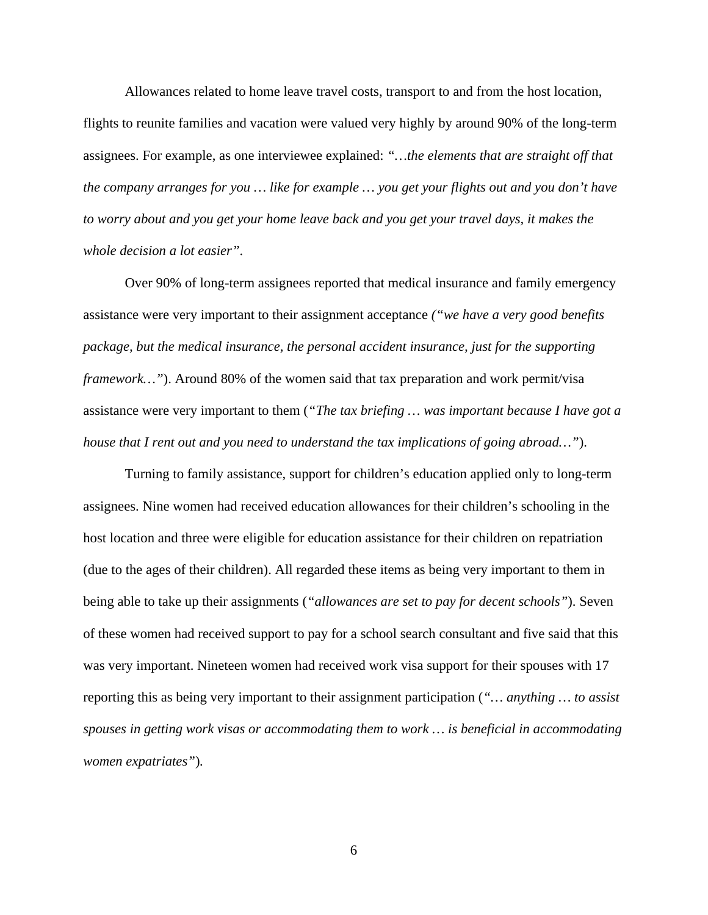Allowances related to home leave travel costs, transport to and from the host location, flights to reunite families and vacation were valued very highly by around 90% of the long-term assignees. For example, as one interviewee explained: *"…the elements that are straight off that the company arranges for you … like for example … you get your flights out and you don't have to worry about and you get your home leave back and you get your travel days, it makes the whole decision a lot easier"*.

Over 90% of long-term assignees reported that medical insurance and family emergency assistance were very important to their assignment acceptance *("we have a very good benefits package, but the medical insurance, the personal accident insurance, just for the supporting framework…"*). Around 80% of the women said that tax preparation and work permit/visa assistance were very important to them (*"The tax briefing … was important because I have got a house that I rent out and you need to understand the tax implications of going abroad…"*).

Turning to family assistance, support for children's education applied only to long-term assignees. Nine women had received education allowances for their children's schooling in the host location and three were eligible for education assistance for their children on repatriation (due to the ages of their children). All regarded these items as being very important to them in being able to take up their assignments (*"allowances are set to pay for decent schools"*). Seven of these women had received support to pay for a school search consultant and five said that this was very important. Nineteen women had received work visa support for their spouses with 17 reporting this as being very important to their assignment participation (*"… anything … to assist spouses in getting work visas or accommodating them to work … is beneficial in accommodating women expatriates"*).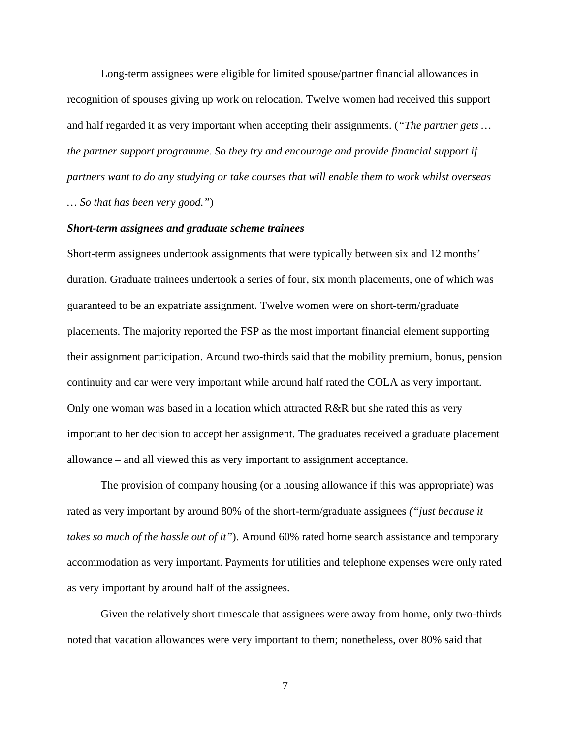Long-term assignees were eligible for limited spouse/partner financial allowances in recognition of spouses giving up work on relocation. Twelve women had received this support and half regarded it as very important when accepting their assignments. (*"The partner gets … the partner support programme. So they try and encourage and provide financial support if partners want to do any studying or take courses that will enable them to work whilst overseas … So that has been very good."*)

***Short-term assignees and graduate scheme trainees***

Short-term assignees undertook assignments that were typically between six and 12 months' duration. Graduate trainees undertook a series of four, six month placements, one of which was guaranteed to be an expatriate assignment. Twelve women were on short-term/graduate placements. The majority reported the FSP as the most important financial element supporting their assignment participation. Around two-thirds said that the mobility premium, bonus, pension continuity and car were very important while around half rated the COLA as very important. Only one woman was based in a location which attracted R&R but she rated this as very important to her decision to accept her assignment. The graduates received a graduate placement allowance – and all viewed this as very important to assignment acceptance.

The provision of company housing (or a housing allowance if this was appropriate) was rated as very important by around 80% of the short-term/graduate assignees *("just because it takes so much of the hassle out of it"*). Around 60% rated home search assistance and temporary accommodation as very important. Payments for utilities and telephone expenses were only rated as very important by around half of the assignees.

Given the relatively short timescale that assignees were away from home, only two-thirds noted that vacation allowances were very important to them; nonetheless, over 80% said that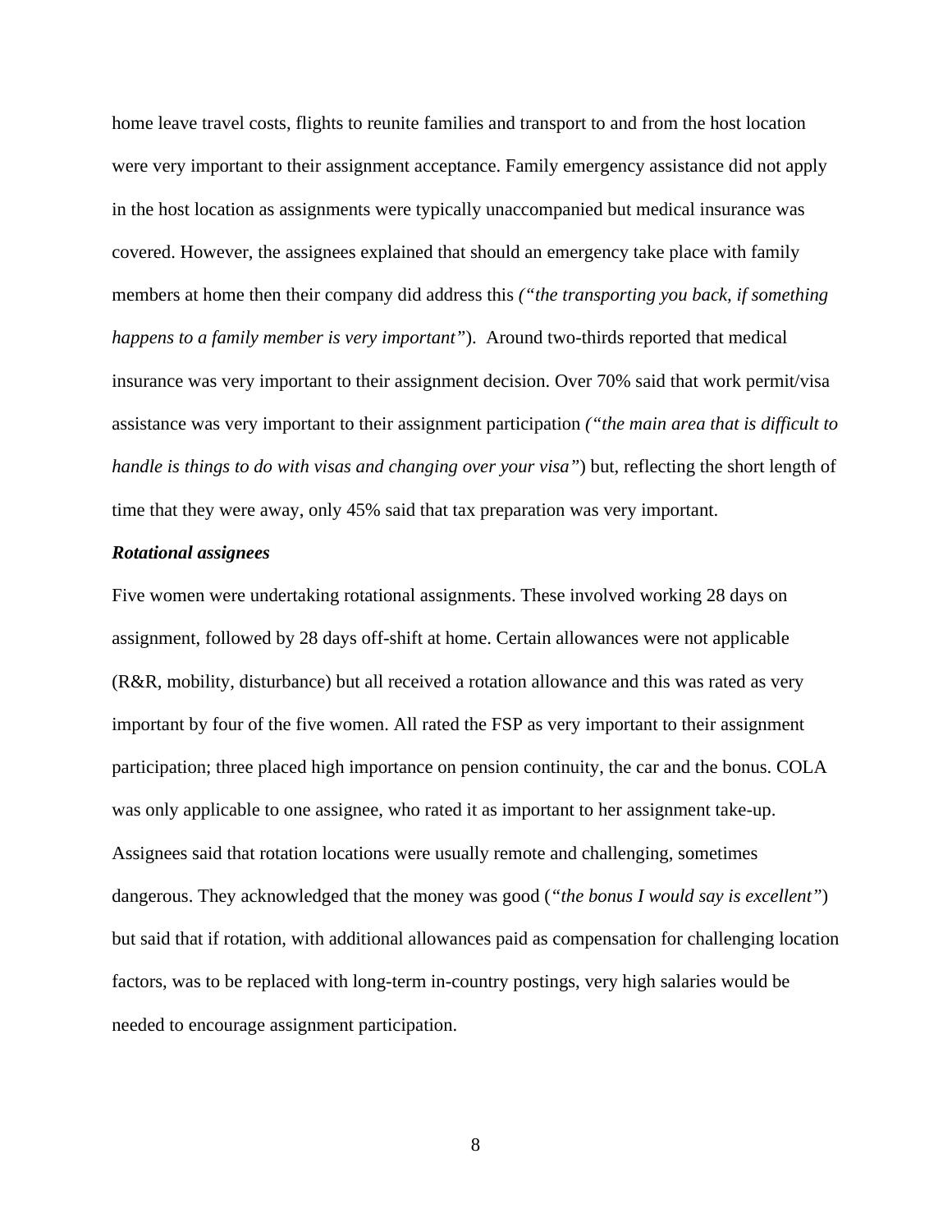home leave travel costs, flights to reunite families and transport to and from the host location were very important to their assignment acceptance. Family emergency assistance did not apply in the host location as assignments were typically unaccompanied but medical insurance was covered. However, the assignees explained that should an emergency take place with family members at home then their company did address this *("the transporting you back, if something happens to a family member is very important"*). Around two-thirds reported that medical insurance was very important to their assignment decision. Over 70% said that work permit/visa assistance was very important to their assignment participation *("the main area that is difficult to handle is things to do with visas and changing over your visa"*) but, reflecting the short length of time that they were away, only 45% said that tax preparation was very important.

***Rotational assignees***

Five women were undertaking rotational assignments. These involved working 28 days on assignment, followed by 28 days off-shift at home. Certain allowances were not applicable (R&R, mobility, disturbance) but all received a rotation allowance and this was rated as very important by four of the five women. All rated the FSP as very important to their assignment participation; three placed high importance on pension continuity, the car and the bonus. COLA was only applicable to one assignee, who rated it as important to her assignment take-up. Assignees said that rotation locations were usually remote and challenging, sometimes dangerous. They acknowledged that the money was good (*"the bonus I would say is excellent"*) but said that if rotation, with additional allowances paid as compensation for challenging location factors, was to be replaced with long-term in-country postings, very high salaries would be needed to encourage assignment participation.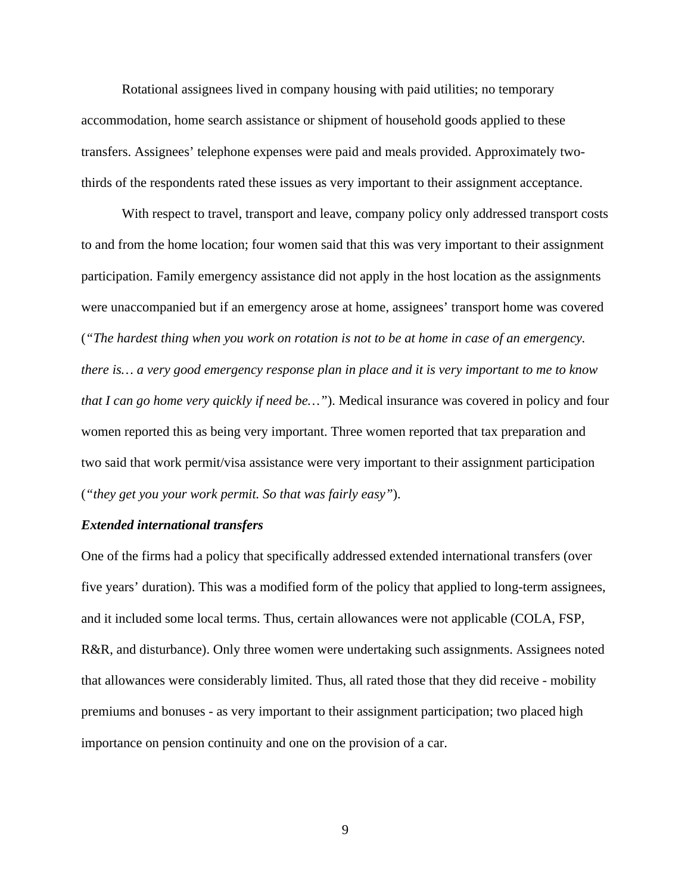Rotational assignees lived in company housing with paid utilities; no temporary accommodation, home search assistance or shipment of household goods applied to these transfers. Assignees' telephone expenses were paid and meals provided. Approximately two-thirds of the respondents rated these issues as very important to their assignment acceptance.

With respect to travel, transport and leave, company policy only addressed transport costs to and from the home location; four women said that this was very important to their assignment participation. Family emergency assistance did not apply in the host location as the assignments were unaccompanied but if an emergency arose at home, assignees' transport home was covered (*"The hardest thing when you work on rotation is not to be at home in case of an emergency. there is… a very good emergency response plan in place and it is very important to me to know that I can go home very quickly if need be…"*). Medical insurance was covered in policy and four women reported this as being very important. Three women reported that tax preparation and two said that work permit/visa assistance were very important to their assignment participation (*"they get you your work permit. So that was fairly easy"*).

***Extended international transfers***

One of the firms had a policy that specifically addressed extended international transfers (over five years' duration). This was a modified form of the policy that applied to long-term assignees, and it included some local terms. Thus, certain allowances were not applicable (COLA, FSP, R&R, and disturbance). Only three women were undertaking such assignments. Assignees noted that allowances were considerably limited. Thus, all rated those that they did receive - mobility premiums and bonuses - as very important to their assignment participation; two placed high importance on pension continuity and one on the provision of a car.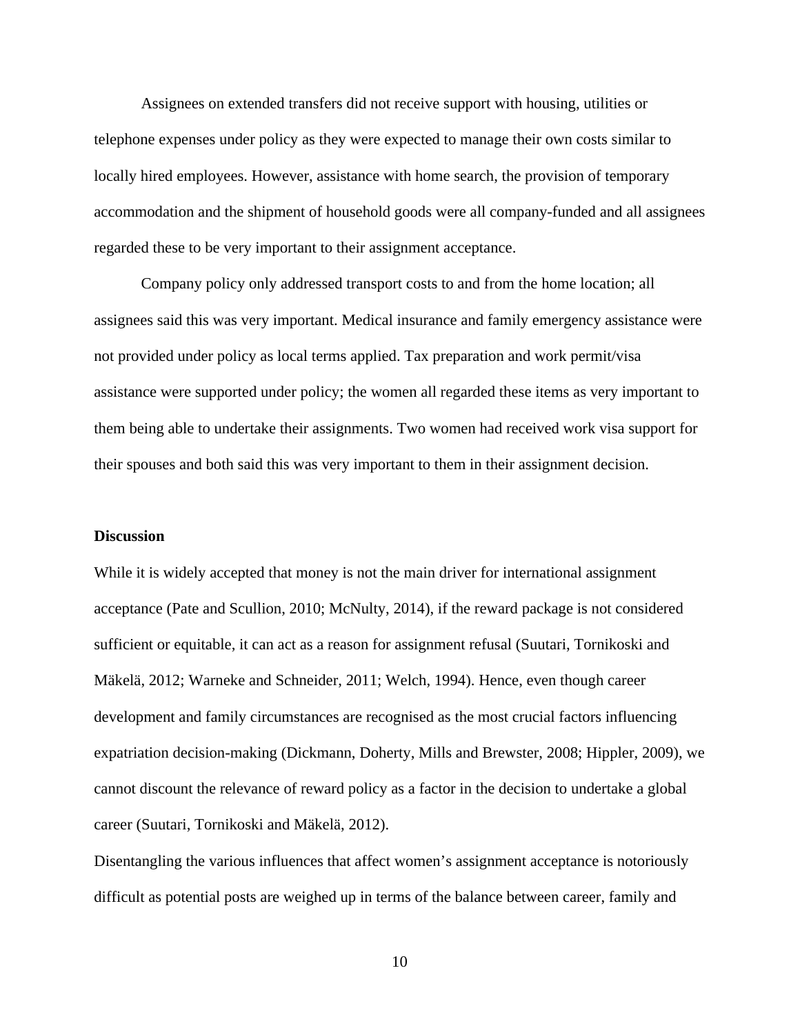Assignees on extended transfers did not receive support with housing, utilities or telephone expenses under policy as they were expected to manage their own costs similar to locally hired employees. However, assistance with home search, the provision of temporary accommodation and the shipment of household goods were all company-funded and all assignees regarded these to be very important to their assignment acceptance.

Company policy only addressed transport costs to and from the home location; all assignees said this was very important. Medical insurance and family emergency assistance were not provided under policy as local terms applied. Tax preparation and work permit/visa assistance were supported under policy; the women all regarded these items as very important to them being able to undertake their assignments. Two women had received work visa support for their spouses and both said this was very important to them in their assignment decision.

**Discussion**

While it is widely accepted that money is not the main driver for international assignment acceptance (Pate and Scullion, 2010; McNulty, 2014), if the reward package is not considered sufficient or equitable, it can act as a reason for assignment refusal (Suutari, Tornikoski and Mäkelä, 2012; Warneke and Schneider, 2011; Welch, 1994). Hence, even though career development and family circumstances are recognised as the most crucial factors influencing expatriation decision-making (Dickmann, Doherty, Mills and Brewster, 2008; Hippler, 2009), we cannot discount the relevance of reward policy as a factor in the decision to undertake a global career (Suutari, Tornikoski and Mäkelä, 2012).

Disentangling the various influences that affect women's assignment acceptance is notoriously difficult as potential posts are weighed up in terms of the balance between career, family and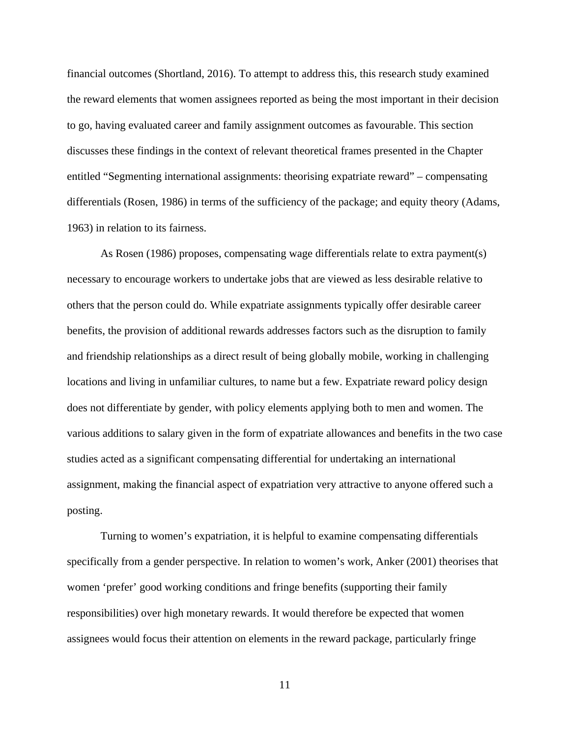financial outcomes (Shortland, 2016). To attempt to address this, this research study examined the reward elements that women assignees reported as being the most important in their decision to go, having evaluated career and family assignment outcomes as favourable. This section discusses these findings in the context of relevant theoretical frames presented in the Chapter entitled "Segmenting international assignments: theorising expatriate reward" – compensating differentials (Rosen, 1986) in terms of the sufficiency of the package; and equity theory (Adams, 1963) in relation to its fairness.

As Rosen (1986) proposes, compensating wage differentials relate to extra payment(s) necessary to encourage workers to undertake jobs that are viewed as less desirable relative to others that the person could do. While expatriate assignments typically offer desirable career benefits, the provision of additional rewards addresses factors such as the disruption to family and friendship relationships as a direct result of being globally mobile, working in challenging locations and living in unfamiliar cultures, to name but a few. Expatriate reward policy design does not differentiate by gender, with policy elements applying both to men and women. The various additions to salary given in the form of expatriate allowances and benefits in the two case studies acted as a significant compensating differential for undertaking an international assignment, making the financial aspect of expatriation very attractive to anyone offered such a posting.

Turning to women's expatriation, it is helpful to examine compensating differentials specifically from a gender perspective. In relation to women's work, Anker (2001) theorises that women 'prefer' good working conditions and fringe benefits (supporting their family responsibilities) over high monetary rewards. It would therefore be expected that women assignees would focus their attention on elements in the reward package, particularly fringe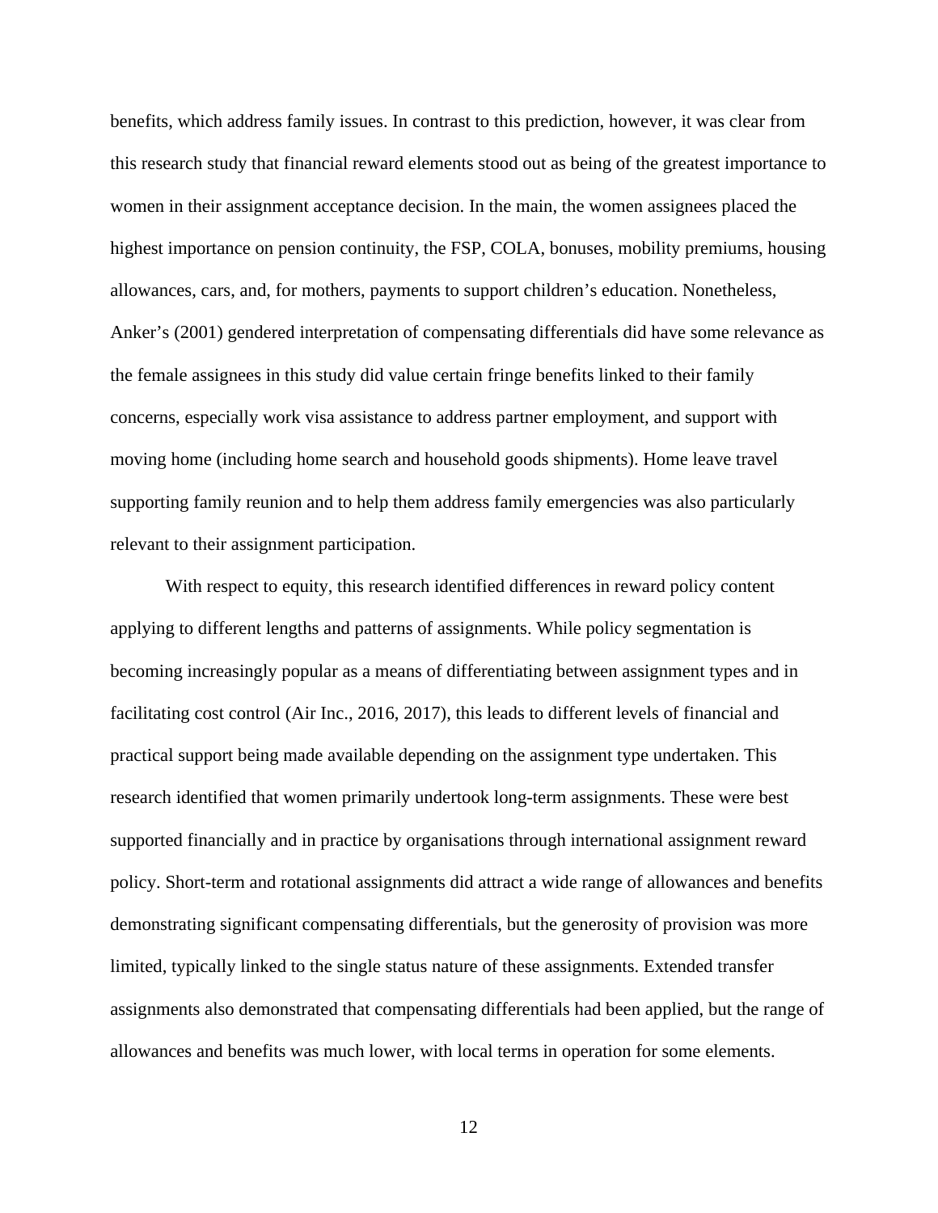benefits, which address family issues. In contrast to this prediction, however, it was clear from this research study that financial reward elements stood out as being of the greatest importance to women in their assignment acceptance decision. In the main, the women assignees placed the highest importance on pension continuity, the FSP, COLA, bonuses, mobility premiums, housing allowances, cars, and, for mothers, payments to support children's education. Nonetheless, Anker's (2001) gendered interpretation of compensating differentials did have some relevance as the female assignees in this study did value certain fringe benefits linked to their family concerns, especially work visa assistance to address partner employment, and support with moving home (including home search and household goods shipments). Home leave travel supporting family reunion and to help them address family emergencies was also particularly relevant to their assignment participation.

With respect to equity, this research identified differences in reward policy content applying to different lengths and patterns of assignments. While policy segmentation is becoming increasingly popular as a means of differentiating between assignment types and in facilitating cost control (Air Inc., 2016, 2017), this leads to different levels of financial and practical support being made available depending on the assignment type undertaken. This research identified that women primarily undertook long-term assignments. These were best supported financially and in practice by organisations through international assignment reward policy. Short-term and rotational assignments did attract a wide range of allowances and benefits demonstrating significant compensating differentials, but the generosity of provision was more limited, typically linked to the single status nature of these assignments. Extended transfer assignments also demonstrated that compensating differentials had been applied, but the range of allowances and benefits was much lower, with local terms in operation for some elements.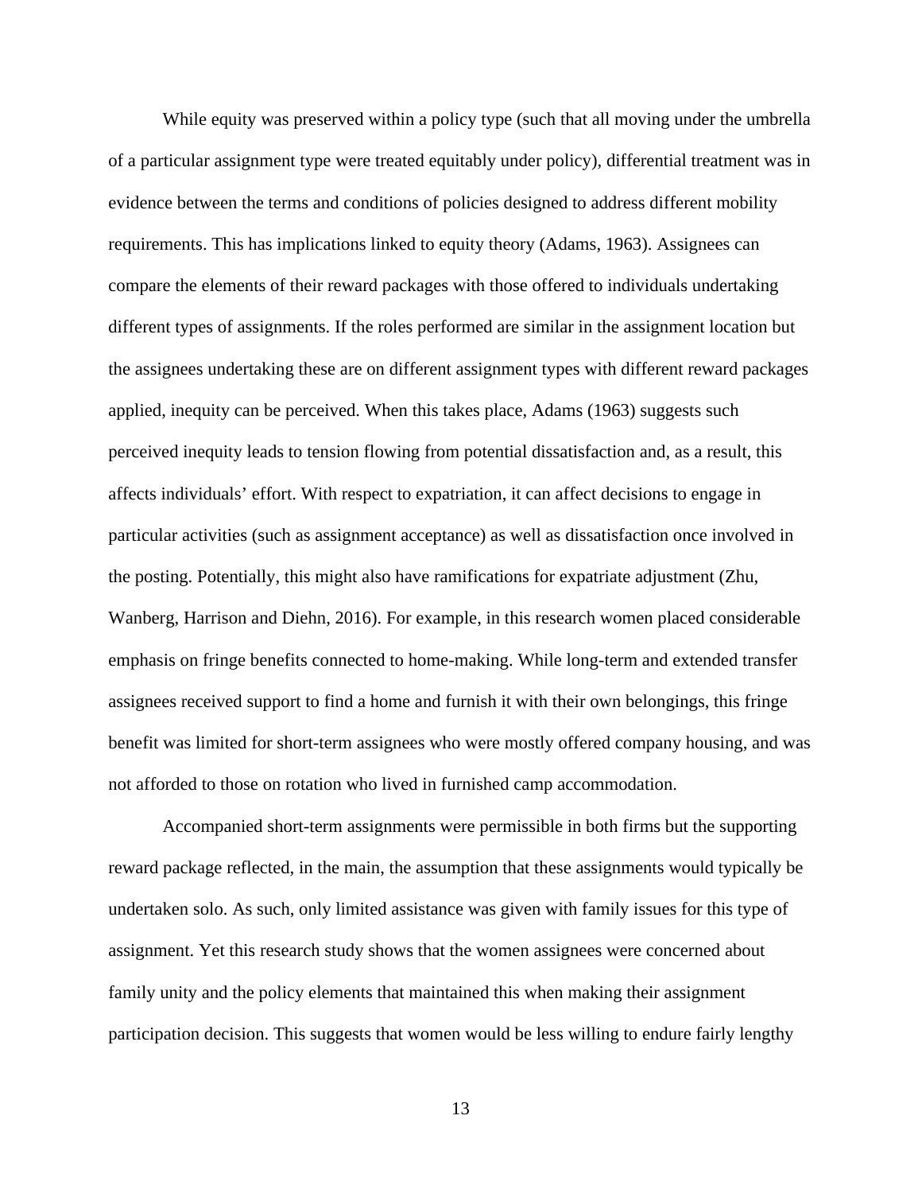While equity was preserved within a policy type (such that all moving under the umbrella of a particular assignment type were treated equitably under policy), differential treatment was in evidence between the terms and conditions of policies designed to address different mobility requirements. This has implications linked to equity theory (Adams, 1963). Assignees can compare the elements of their reward packages with those offered to individuals undertaking different types of assignments. If the roles performed are similar in the assignment location but the assignees undertaking these are on different assignment types with different reward packages applied, inequity can be perceived. When this takes place, Adams (1963) suggests such perceived inequity leads to tension flowing from potential dissatisfaction and, as a result, this affects individuals' effort. With respect to expatriation, it can affect decisions to engage in particular activities (such as assignment acceptance) as well as dissatisfaction once involved in the posting. Potentially, this might also have ramifications for expatriate adjustment (Zhu, Wanberg, Harrison and Diehn, 2016). For example, in this research women placed considerable emphasis on fringe benefits connected to home-making. While long-term and extended transfer assignees received support to find a home and furnish it with their own belongings, this fringe benefit was limited for short-term assignees who were mostly offered company housing, and was not afforded to those on rotation who lived in furnished camp accommodation.

Accompanied short-term assignments were permissible in both firms but the supporting reward package reflected, in the main, the assumption that these assignments would typically be undertaken solo. As such, only limited assistance was given with family issues for this type of assignment. Yet this research study shows that the women assignees were concerned about family unity and the policy elements that maintained this when making their assignment participation decision. This suggests that women would be less willing to endure fairly lengthy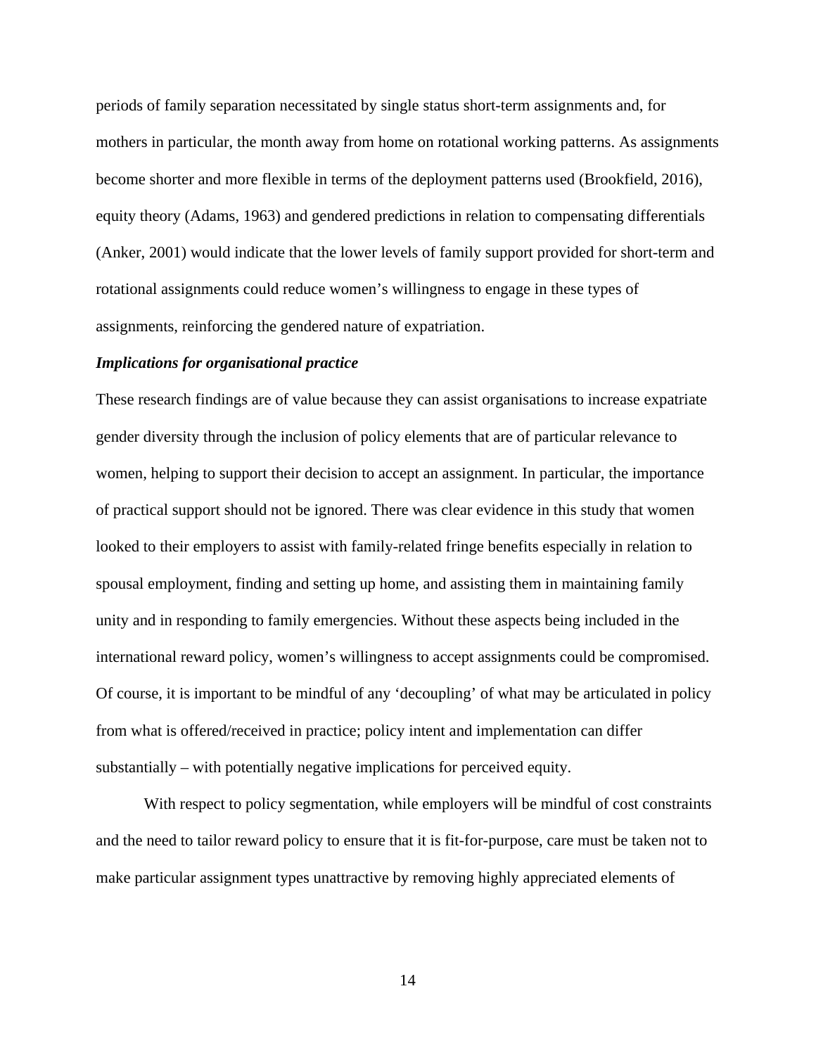periods of family separation necessitated by single status short-term assignments and, for mothers in particular, the month away from home on rotational working patterns. As assignments become shorter and more flexible in terms of the deployment patterns used (Brookfield, 2016), equity theory (Adams, 1963) and gendered predictions in relation to compensating differentials (Anker, 2001) would indicate that the lower levels of family support provided for short-term and rotational assignments could reduce women's willingness to engage in these types of assignments, reinforcing the gendered nature of expatriation.

***Implications for organisational practice***

These research findings are of value because they can assist organisations to increase expatriate gender diversity through the inclusion of policy elements that are of particular relevance to women, helping to support their decision to accept an assignment. In particular, the importance of practical support should not be ignored. There was clear evidence in this study that women looked to their employers to assist with family-related fringe benefits especially in relation to spousal employment, finding and setting up home, and assisting them in maintaining family unity and in responding to family emergencies. Without these aspects being included in the international reward policy, women's willingness to accept assignments could be compromised. Of course, it is important to be mindful of any 'decoupling' of what may be articulated in policy from what is offered/received in practice; policy intent and implementation can differ substantially – with potentially negative implications for perceived equity.

With respect to policy segmentation, while employers will be mindful of cost constraints and the need to tailor reward policy to ensure that it is fit-for-purpose, care must be taken not to make particular assignment types unattractive by removing highly appreciated elements of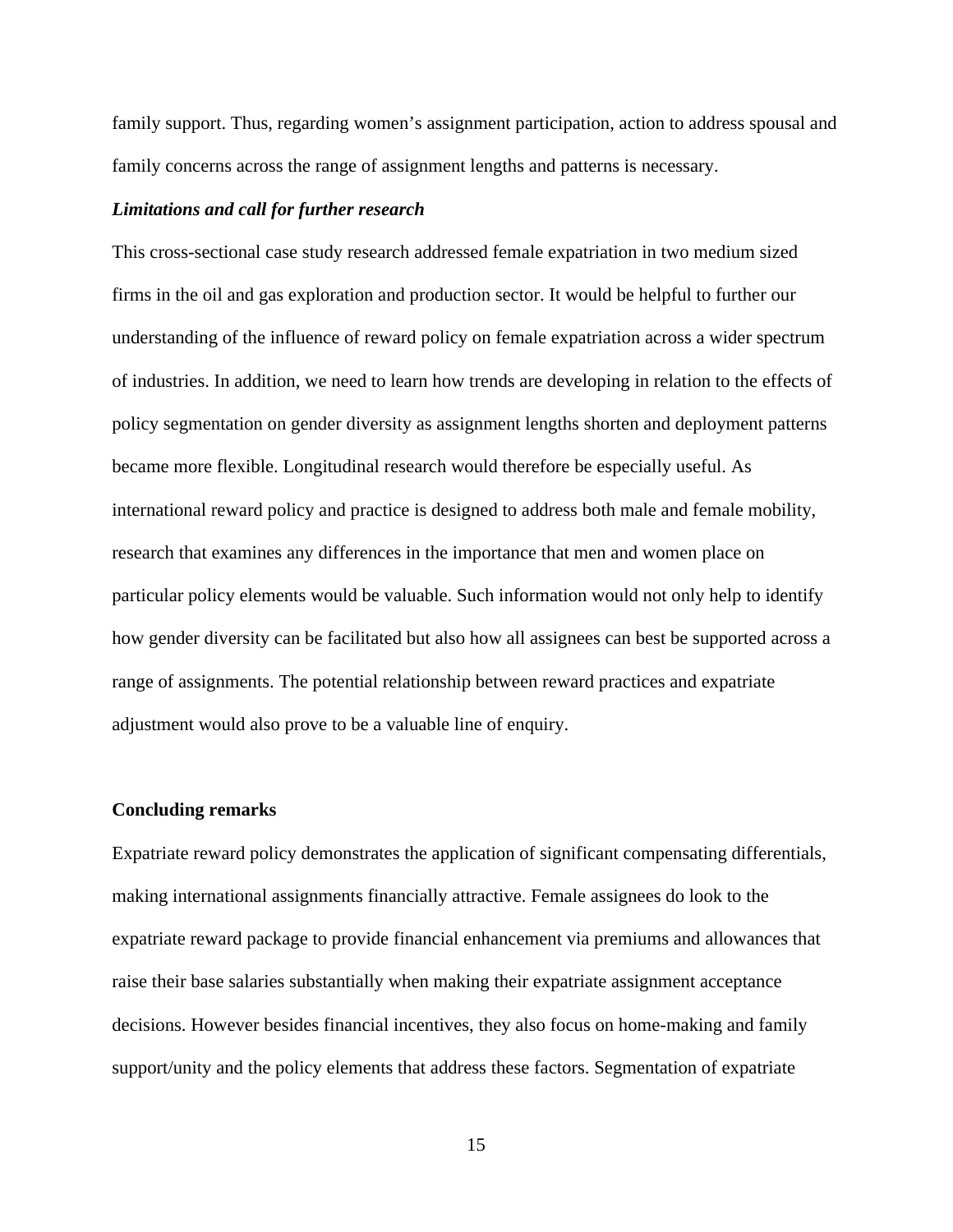family support. Thus, regarding women's assignment participation, action to address spousal and family concerns across the range of assignment lengths and patterns is necessary.

### *Limitations and call for further research*

This cross-sectional case study research addressed female expatriation in two medium sized firms in the oil and gas exploration and production sector. It would be helpful to further our understanding of the influence of reward policy on female expatriation across a wider spectrum of industries. In addition, we need to learn how trends are developing in relation to the effects of policy segmentation on gender diversity as assignment lengths shorten and deployment patterns became more flexible. Longitudinal research would therefore be especially useful. As international reward policy and practice is designed to address both male and female mobility, research that examines any differences in the importance that men and women place on particular policy elements would be valuable. Such information would not only help to identify how gender diversity can be facilitated but also how all assignees can best be supported across a range of assignments. The potential relationship between reward practices and expatriate adjustment would also prove to be a valuable line of enquiry.

## Concluding remarks

Expatriate reward policy demonstrates the application of significant compensating differentials, making international assignments financially attractive. Female assignees do look to the expatriate reward package to provide financial enhancement via premiums and allowances that raise their base salaries substantially when making their expatriate assignment acceptance decisions. However besides financial incentives, they also focus on home-making and family support/unity and the policy elements that address these factors. Segmentation of expatriate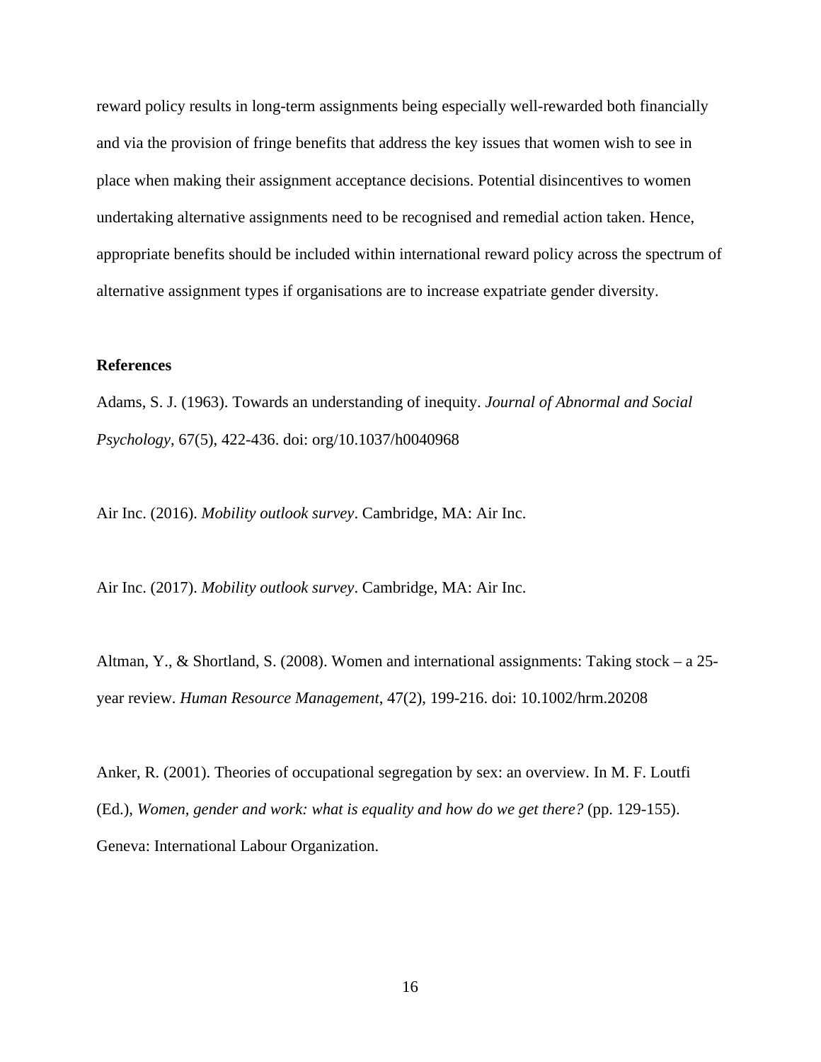reward policy results in long-term assignments being especially well-rewarded both financially and via the provision of fringe benefits that address the key issues that women wish to see in place when making their assignment acceptance decisions. Potential disincentives to women undertaking alternative assignments need to be recognised and remedial action taken. Hence, appropriate benefits should be included within international reward policy across the spectrum of alternative assignment types if organisations are to increase expatriate gender diversity.

**References**

Adams, S. J. (1963). Towards an understanding of inequity. *Journal of Abnormal and Social Psychology*, 67(5), 422-436. doi: org/10.1037/h0040968

Air Inc. (2016). *Mobility outlook survey*. Cambridge, MA: Air Inc.

Air Inc. (2017). *Mobility outlook survey*. Cambridge, MA: Air Inc.

Altman, Y., & Shortland, S. (2008). Women and international assignments: Taking stock – a 25-year review. *Human Resource Management*, 47(2), 199-216. doi: 10.1002/hrm.20208

Anker, R. (2001). Theories of occupational segregation by sex: an overview. In M. F. Loutfi (Ed.), *Women, gender and work: what is equality and how do we get there?* (pp. 129-155). Geneva: International Labour Organization.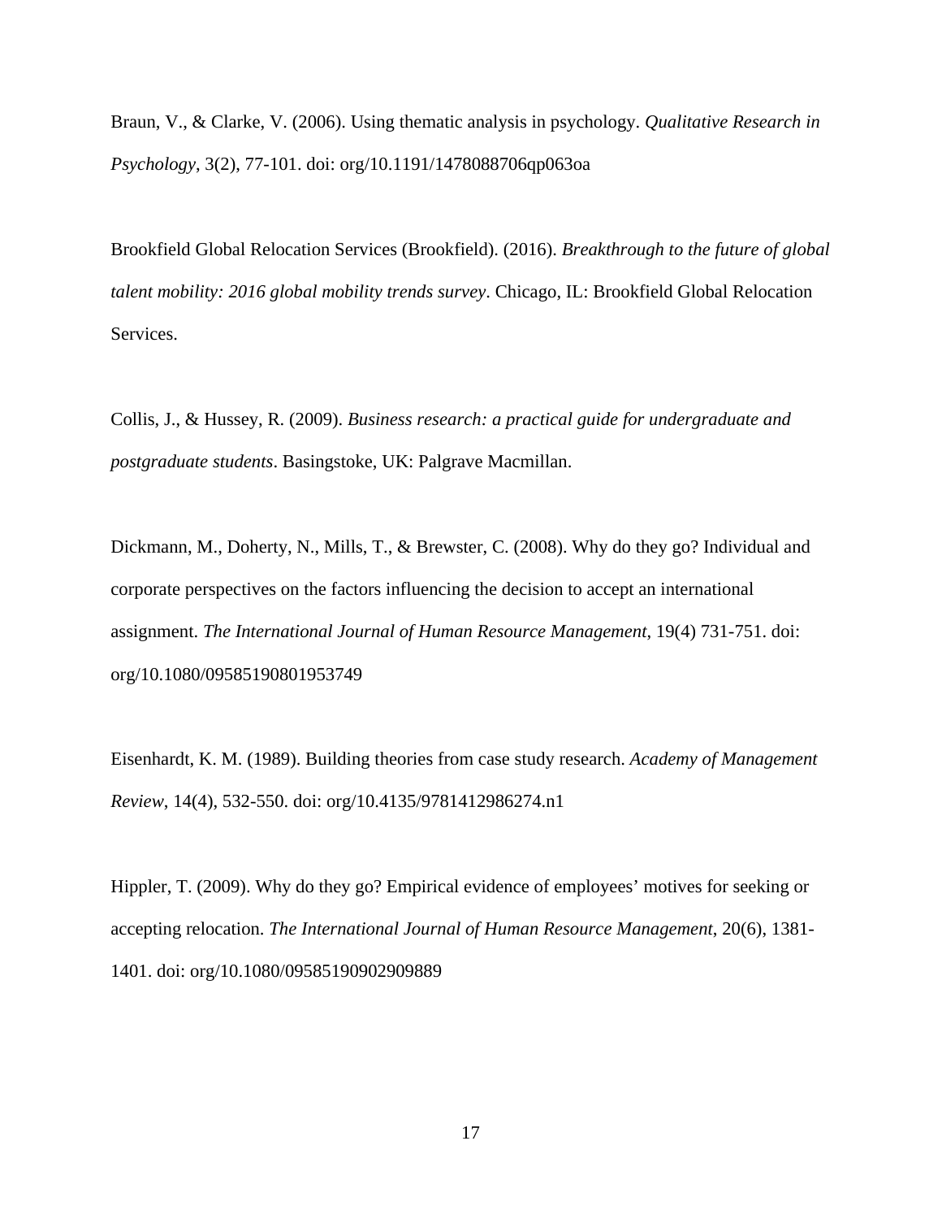Braun, V., & Clarke, V. (2006). Using thematic analysis in psychology. *Qualitative Research in Psychology*, 3(2), 77-101. doi: org/10.1191/1478088706qp063oa

Brookfield Global Relocation Services (Brookfield). (2016). *Breakthrough to the future of global talent mobility: 2016 global mobility trends survey*. Chicago, IL: Brookfield Global Relocation Services.

Collis, J., & Hussey, R. (2009). *Business research: a practical guide for undergraduate and postgraduate students*. Basingstoke, UK: Palgrave Macmillan.

Dickmann, M., Doherty, N., Mills, T., & Brewster, C. (2008). Why do they go? Individual and corporate perspectives on the factors influencing the decision to accept an international assignment. *The International Journal of Human Resource Management*, 19(4) 731-751. doi: org/10.1080/09585190801953749

Eisenhardt, K. M. (1989). Building theories from case study research. *Academy of Management Review*, 14(4), 532-550. doi: org/10.4135/9781412986274.n1

Hippler, T. (2009). Why do they go? Empirical evidence of employees' motives for seeking or accepting relocation. *The International Journal of Human Resource Management*, 20(6), 1381-1401. doi: org/10.1080/09585190902909889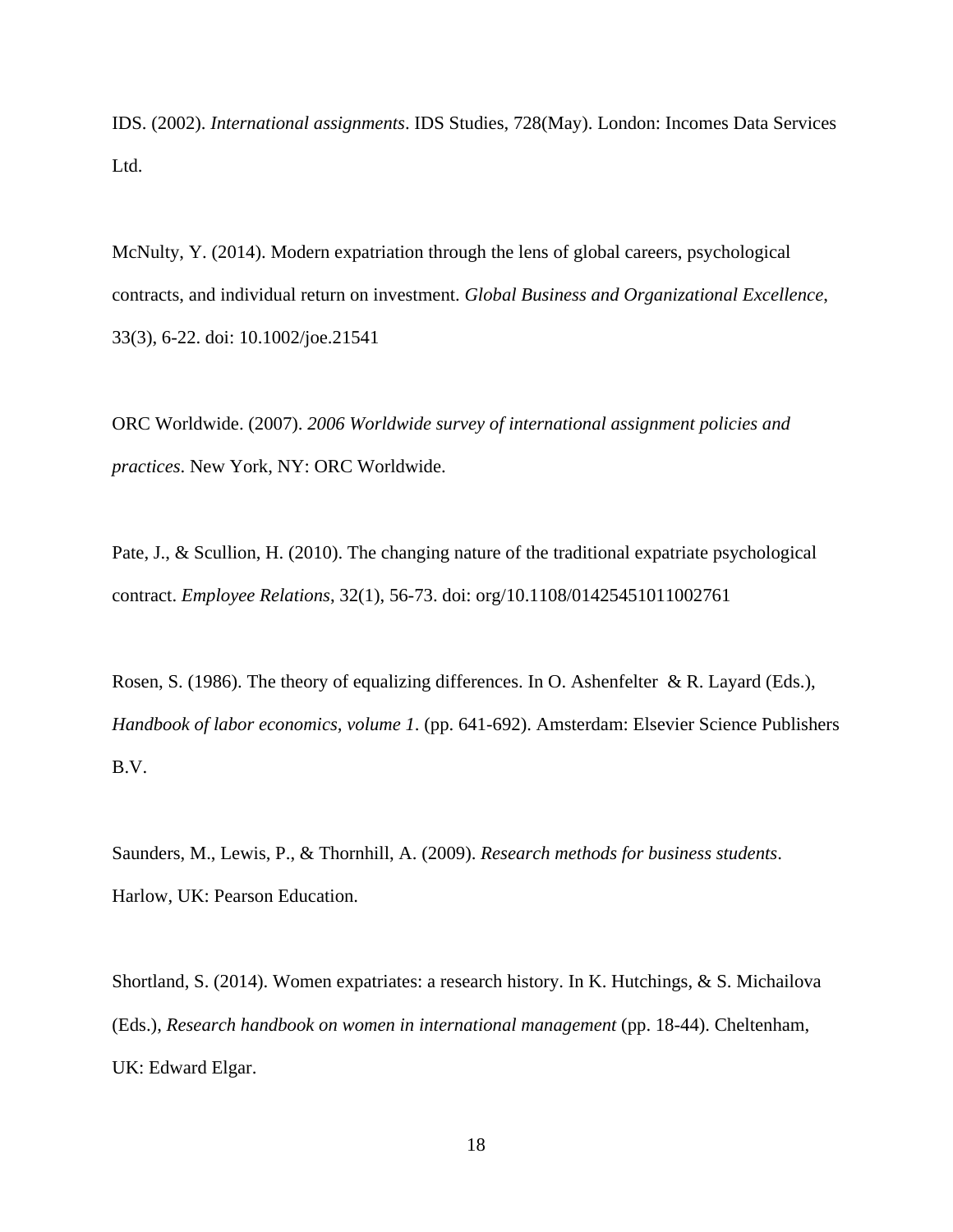IDS. (2002). *International assignments*. IDS Studies, 728(May). London: Incomes Data Services Ltd.

McNulty, Y. (2014). Modern expatriation through the lens of global careers, psychological contracts, and individual return on investment. *Global Business and Organizational Excellence*, 33(3), 6-22. doi: 10.1002/joe.21541

ORC Worldwide. (2007). *2006 Worldwide survey of international assignment policies and practices*. New York, NY: ORC Worldwide.

Pate, J., & Scullion, H. (2010). The changing nature of the traditional expatriate psychological contract. *Employee Relations*, 32(1), 56-73. doi: org/10.1108/01425451011002761

Rosen, S. (1986). The theory of equalizing differences. In O. Ashenfelter & R. Layard (Eds.), *Handbook of labor economics, volume 1*. (pp. 641-692). Amsterdam: Elsevier Science Publishers B.V.

Saunders, M., Lewis, P., & Thornhill, A. (2009). *Research methods for business students*. Harlow, UK: Pearson Education.

Shortland, S. (2014). Women expatriates: a research history. In K. Hutchings, & S. Michailova (Eds.), *Research handbook on women in international management* (pp. 18-44). Cheltenham, UK: Edward Elgar.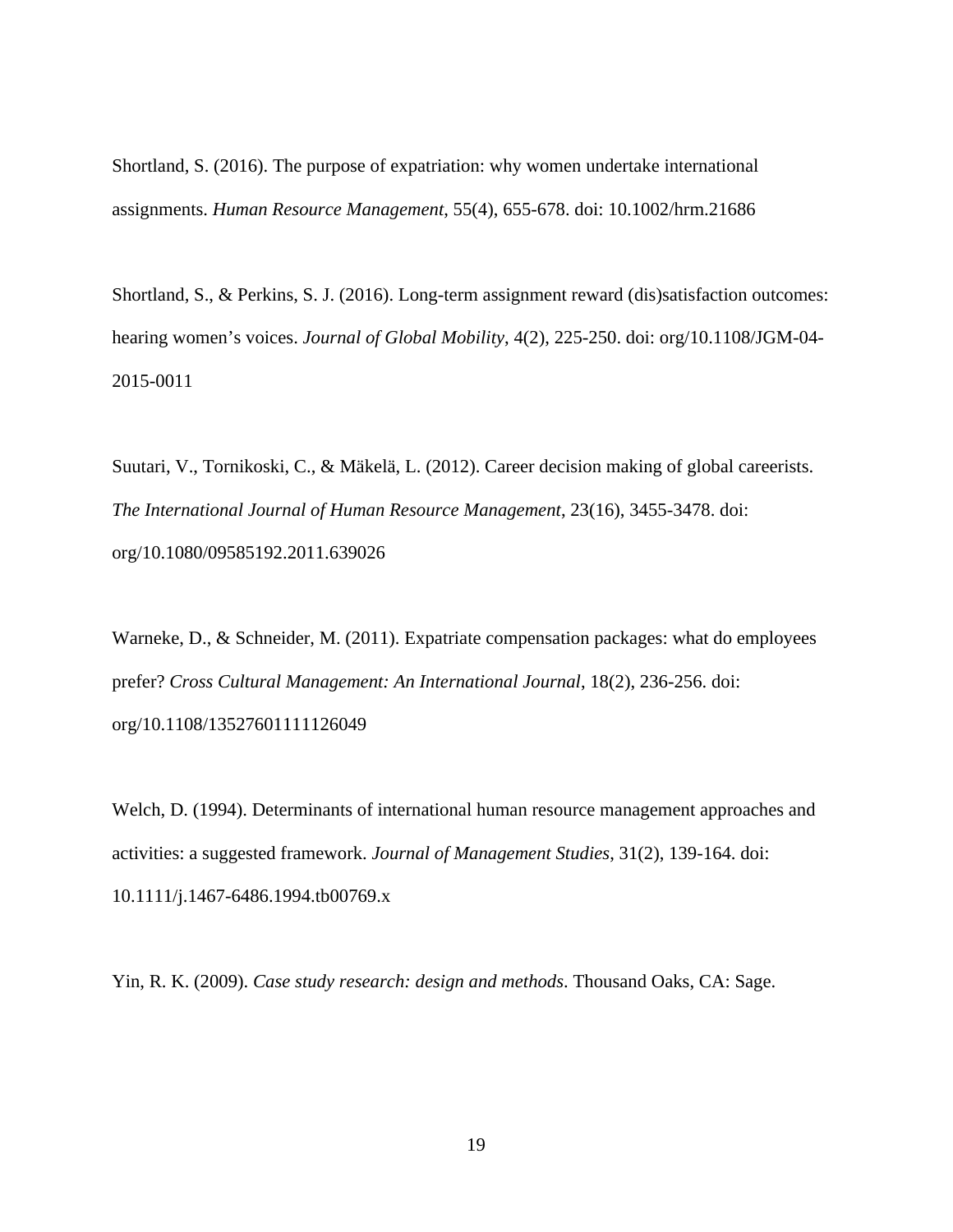Shortland, S. (2016). The purpose of expatriation: why women undertake international assignments. *Human Resource Management*, 55(4), 655-678. doi: 10.1002/hrm.21686

Shortland, S., & Perkins, S. J. (2016). Long-term assignment reward (dis)satisfaction outcomes: hearing women's voices. *Journal of Global Mobility*, 4(2), 225-250. doi: org/10.1108/JGM-04-2015-0011

Suutari, V., Tornikoski, C., & Mäkelä, L. (2012). Career decision making of global careerists. *The International Journal of Human Resource Management*, 23(16), 3455-3478. doi: org/10.1080/09585192.2011.639026

Warneke, D., & Schneider, M. (2011). Expatriate compensation packages: what do employees prefer? *Cross Cultural Management: An International Journal*, 18(2), 236-256. doi: org/10.1108/13527601111126049

Welch, D. (1994). Determinants of international human resource management approaches and activities: a suggested framework. *Journal of Management Studies*, 31(2), 139-164. doi: 10.1111/j.1467-6486.1994.tb00769.x

Yin, R. K. (2009). *Case study research: design and methods*. Thousand Oaks, CA: Sage.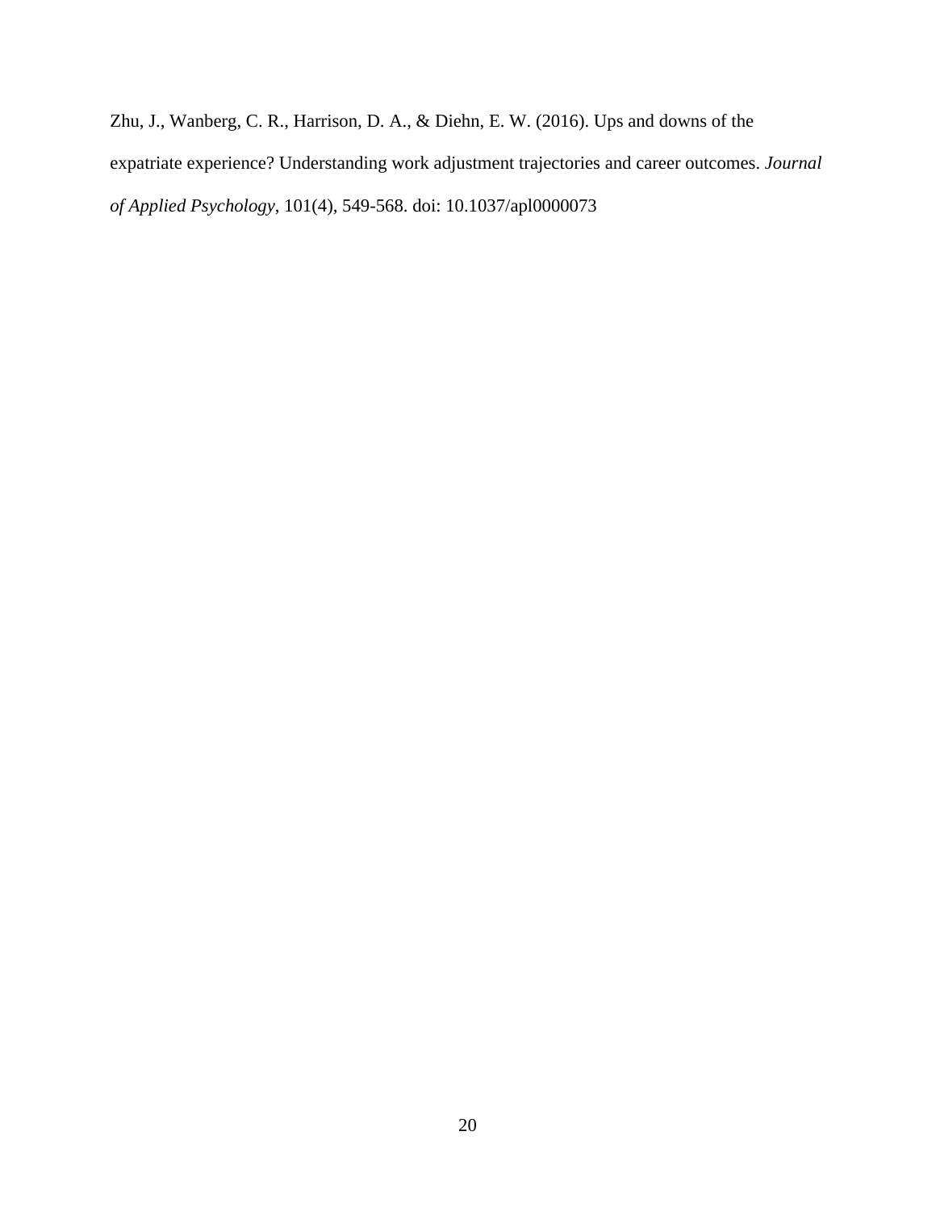Zhu, J., Wanberg, C. R., Harrison, D. A., & Diehn, E. W. (2016). Ups and downs of the expatriate experience? Understanding work adjustment trajectories and career outcomes. *Journal of Applied Psychology*, 101(4), 549-568. doi: 10.1037/apl0000073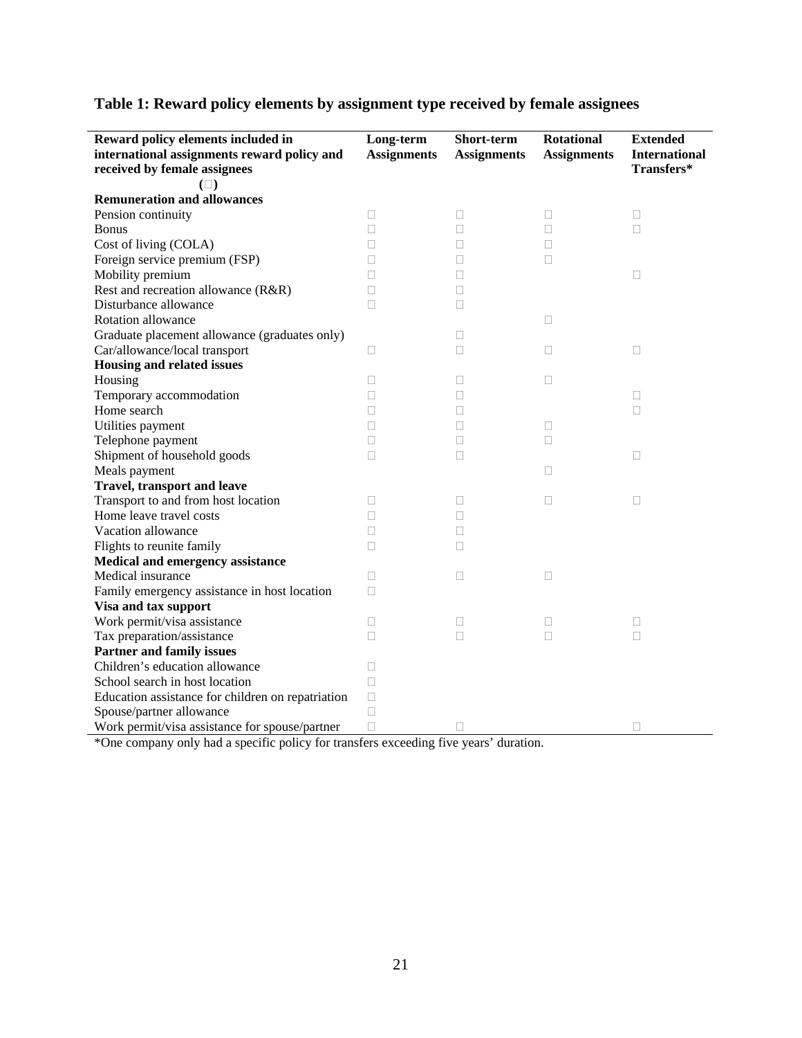## Table 1: Reward policy elements by assignment type received by female assignees

| Reward policy elements included in international assignments reward policy and received by female assignees (□) | Long-term Assignments | Short-term Assignments | Rotational Assignments | Extended International Transfers* |
|---|---|---|---|---|
| **Remuneration and allowances** | | | | |
| Pension continuity | □ | □ | □ | □ |
| Bonus | □ | □ | □ | □ |
| Cost of living (COLA) | □ | □ | □ | |
| Foreign service premium (FSP) | □ | □ | □ | |
| Mobility premium | □ | □ | | □ |
| Rest and recreation allowance (R&R) | □ | □ | | |
| Disturbance allowance | □ | □ | | |
| Rotation allowance | | | □ | |
| Graduate placement allowance (graduates only) | | □ | | |
| Car/allowance/local transport | □ | □ | □ | □ |
| **Housing and related issues** | | | | |
| Housing | □ | □ | □ | |
| Temporary accommodation | □ | □ | | □ |
| Home search | □ | □ | | □ |
| Utilities payment | □ | □ | □ | |
| Telephone payment | □ | □ | □ | |
| Shipment of household goods | □ | □ | | □ |
| Meals payment | | | □ | |
| **Travel, transport and leave** | | | | |
| Transport to and from host location | □ | □ | □ | □ |
| Home leave travel costs | □ | □ | | |
| Vacation allowance | □ | □ | | |
| Flights to reunite family | □ | □ | | |
| **Medical and emergency assistance** | | | | |
| Medical insurance | □ | □ | □ | |
| Family emergency assistance in host location | □ | | | |
| **Visa and tax support** | | | | |
| Work permit/visa assistance | □ | □ | □ | □ |
| Tax preparation/assistance | □ | □ | □ | □ |
| **Partner and family issues** | | | | |
| Children's education allowance | □ | | | |
| School search in host location | □ | | | |
| Education assistance for children on repatriation | □ | | | |
| Spouse/partner allowance | □ | | | |
| Work permit/visa assistance for spouse/partner | □ | □ | | □ |

*One company only had a specific policy for transfers exceeding five years' duration.